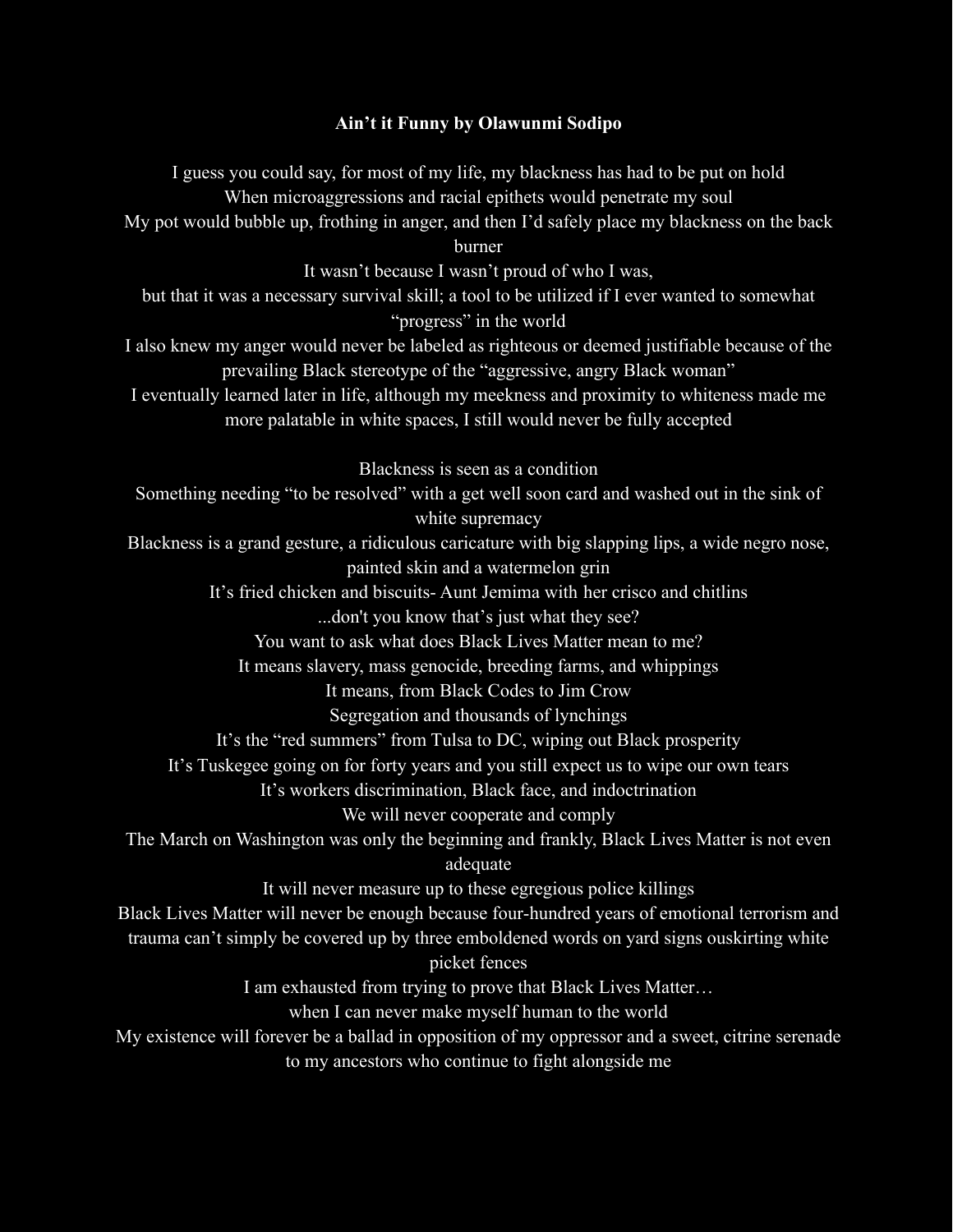**Ain't it Funny by Olawunmi Sodipo**

I guess you could say, for most of my life, my blackness has had to be put on hold
When microaggressions and racial epithets would penetrate my soul
My pot would bubble up, frothing in anger, and then I'd safely place my blackness on the back burner
It wasn't because I wasn't proud of who I was,
but that it was a necessary survival skill; a tool to be utilized if I ever wanted to somewhat "progress" in the world
I also knew my anger would never be labeled as righteous or deemed justifiable because of the prevailing Black stereotype of the "aggressive, angry Black woman"
I eventually learned later in life, although my meekness and proximity to whiteness made me more palatable in white spaces, I still would never be fully accepted

Blackness is seen as a condition
Something needing "to be resolved" with a get well soon card and washed out in the sink of white supremacy
Blackness is a grand gesture, a ridiculous caricature with big slapping lips, a wide negro nose, painted skin and a watermelon grin
It's fried chicken and biscuits- Aunt Jemima with her crisco and chitlins
...don't you know that's just what they see?
You want to ask what does Black Lives Matter mean to me?
It means slavery, mass genocide, breeding farms, and whippings
It means, from Black Codes to Jim Crow
Segregation and thousands of lynchings
It's the "red summers" from Tulsa to DC, wiping out Black prosperity
It's Tuskegee going on for forty years and you still expect us to wipe our own tears
It's workers discrimination, Black face, and indoctrination
We will never cooperate and comply
The March on Washington was only the beginning and frankly, Black Lives Matter is not even adequate
It will never measure up to these egregious police killings
Black Lives Matter will never be enough because four-hundred years of emotional terrorism and trauma can't simply be covered up by three emboldened words on yard signs ouskirting white picket fences
I am exhausted from trying to prove that Black Lives Matter…
when I can never make myself human to the world
My existence will forever be a ballad in opposition of my oppressor and a sweet, citrine serenade to my ancestors who continue to fight alongside me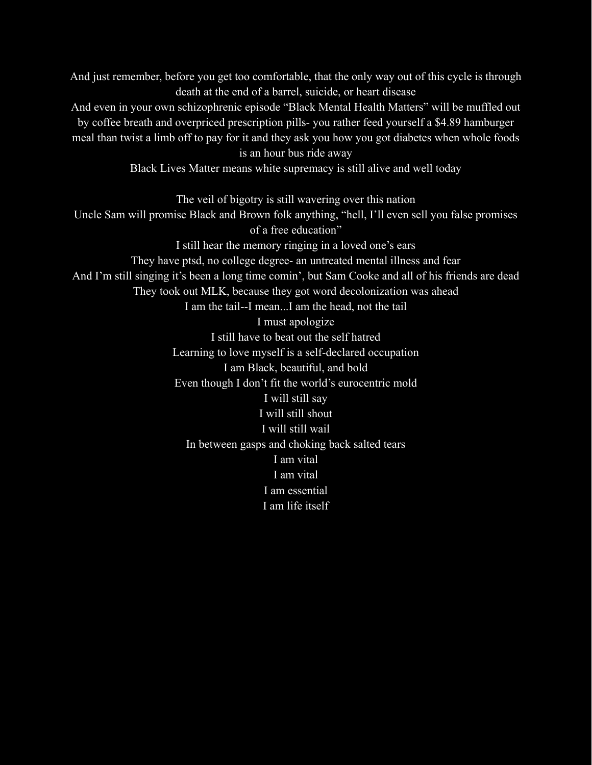And just remember, before you get too comfortable, that the only way out of this cycle is through death at the end of a barrel, suicide, or heart disease
And even in your own schizophrenic episode "Black Mental Health Matters" will be muffled out by coffee breath and overpriced prescription pills- you rather feed yourself a $4.89 hamburger meal than twist a limb off to pay for it and they ask you how you got diabetes when whole foods is an hour bus ride away
Black Lives Matter means white supremacy is still alive and well today

The veil of bigotry is still wavering over this nation
Uncle Sam will promise Black and Brown folk anything, "hell, I'll even sell you false promises of a free education"
I still hear the memory ringing in a loved one's ears
They have ptsd, no college degree- an untreated mental illness and fear
And I'm still singing it's been a long time comin', but Sam Cooke and all of his friends are dead
They took out MLK, because they got word decolonization was ahead
I am the tail--I mean...I am the head, not the tail
I must apologize
I still have to beat out the self hatred
Learning to love myself is a self-declared occupation
I am Black, beautiful, and bold
Even though I don't fit the world's eurocentric mold
I will still say
I will still shout
I will still wail
In between gasps and choking back salted tears
I am vital
I am vital
I am essential
I am life itself